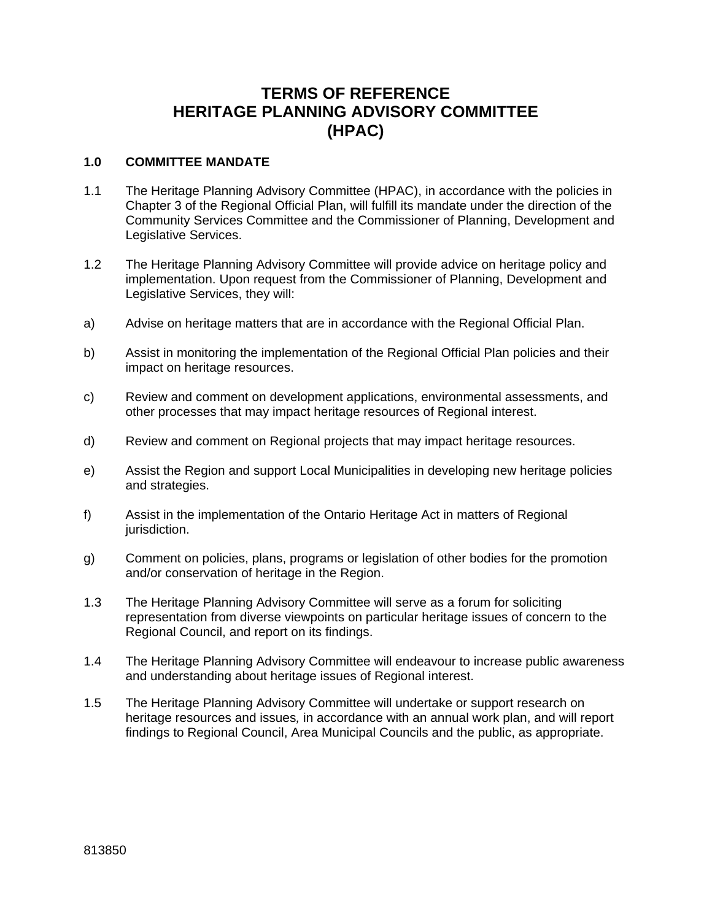# TERMS OF REFERENCE
# HERITAGE PLANNING ADVISORY COMMITTEE
# (HPAC)

## 1.0 COMMITTEE MANDATE

1.1 The Heritage Planning Advisory Committee (HPAC), in accordance with the policies in Chapter 3 of the Regional Official Plan, will fulfill its mandate under the direction of the Community Services Committee and the Commissioner of Planning, Development and Legislative Services.

1.2 The Heritage Planning Advisory Committee will provide advice on heritage policy and implementation. Upon request from the Commissioner of Planning, Development and Legislative Services, they will:

a) Advise on heritage matters that are in accordance with the Regional Official Plan.

b) Assist in monitoring the implementation of the Regional Official Plan policies and their impact on heritage resources.

c) Review and comment on development applications, environmental assessments, and other processes that may impact heritage resources of Regional interest.

d) Review and comment on Regional projects that may impact heritage resources.

e) Assist the Region and support Local Municipalities in developing new heritage policies and strategies.

f) Assist in the implementation of the Ontario Heritage Act in matters of Regional jurisdiction.

g) Comment on policies, plans, programs or legislation of other bodies for the promotion and/or conservation of heritage in the Region.

1.3 The Heritage Planning Advisory Committee will serve as a forum for soliciting representation from diverse viewpoints on particular heritage issues of concern to the Regional Council, and report on its findings.

1.4 The Heritage Planning Advisory Committee will endeavour to increase public awareness and understanding about heritage issues of Regional interest.

1.5 The Heritage Planning Advisory Committee will undertake or support research on heritage resources and issues, in accordance with an annual work plan, and will report findings to Regional Council, Area Municipal Councils and the public, as appropriate.

813850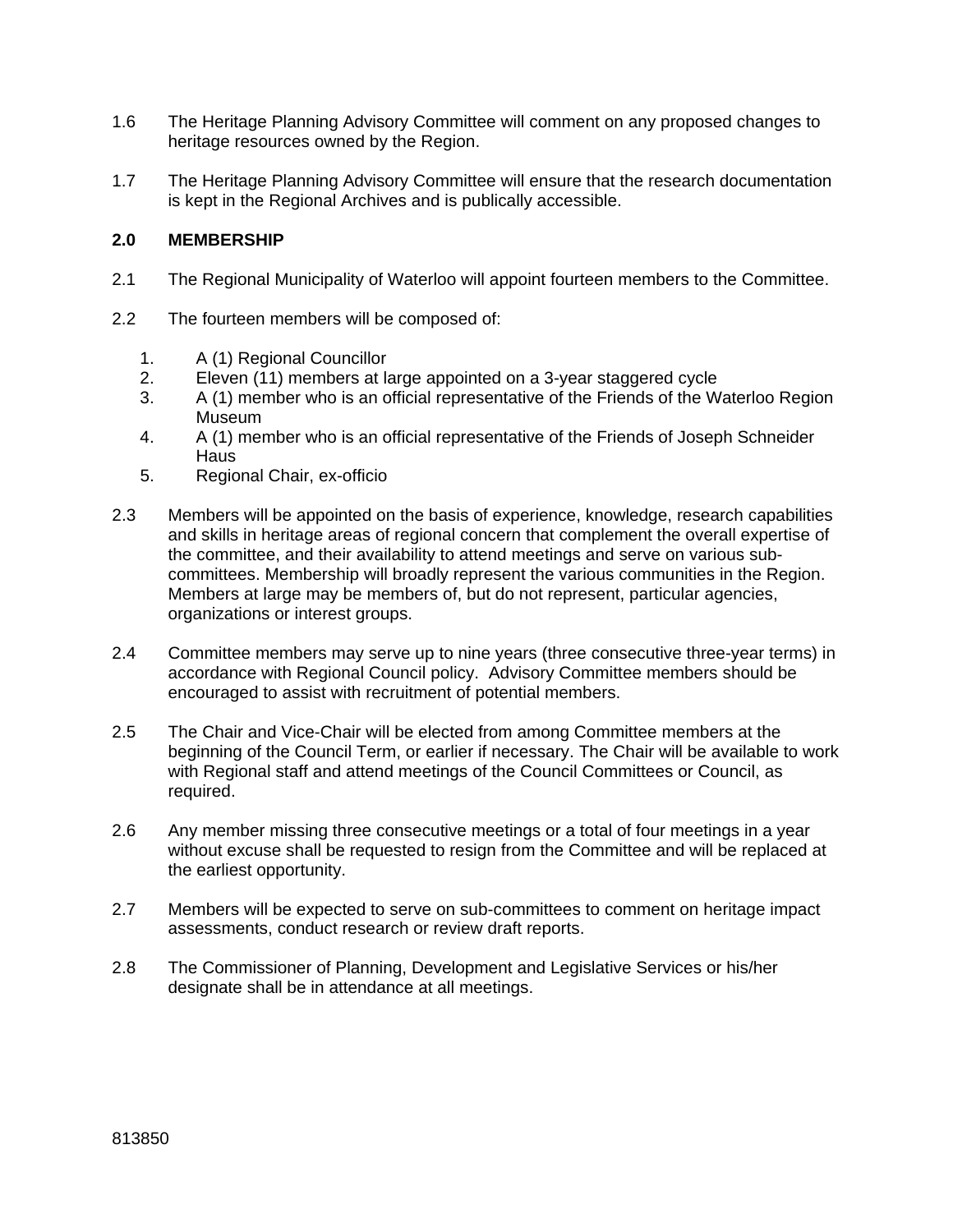1.6 The Heritage Planning Advisory Committee will comment on any proposed changes to heritage resources owned by the Region.

1.7 The Heritage Planning Advisory Committee will ensure that the research documentation is kept in the Regional Archives and is publically accessible.

## 2.0 MEMBERSHIP

2.1 The Regional Municipality of Waterloo will appoint fourteen members to the Committee.

2.2 The fourteen members will be composed of:

1. A (1) Regional Councillor
2. Eleven (11) members at large appointed on a 3-year staggered cycle
3. A (1) member who is an official representative of the Friends of the Waterloo Region Museum
4. A (1) member who is an official representative of the Friends of Joseph Schneider Haus
5. Regional Chair, ex-officio

2.3 Members will be appointed on the basis of experience, knowledge, research capabilities and skills in heritage areas of regional concern that complement the overall expertise of the committee, and their availability to attend meetings and serve on various sub-committees. Membership will broadly represent the various communities in the Region. Members at large may be members of, but do not represent, particular agencies, organizations or interest groups.

2.4 Committee members may serve up to nine years (three consecutive three-year terms) in accordance with Regional Council policy. Advisory Committee members should be encouraged to assist with recruitment of potential members.

2.5 The Chair and Vice-Chair will be elected from among Committee members at the beginning of the Council Term, or earlier if necessary. The Chair will be available to work with Regional staff and attend meetings of the Council Committees or Council, as required.

2.6 Any member missing three consecutive meetings or a total of four meetings in a year without excuse shall be requested to resign from the Committee and will be replaced at the earliest opportunity.

2.7 Members will be expected to serve on sub-committees to comment on heritage impact assessments, conduct research or review draft reports.

2.8 The Commissioner of Planning, Development and Legislative Services or his/her designate shall be in attendance at all meetings.

813850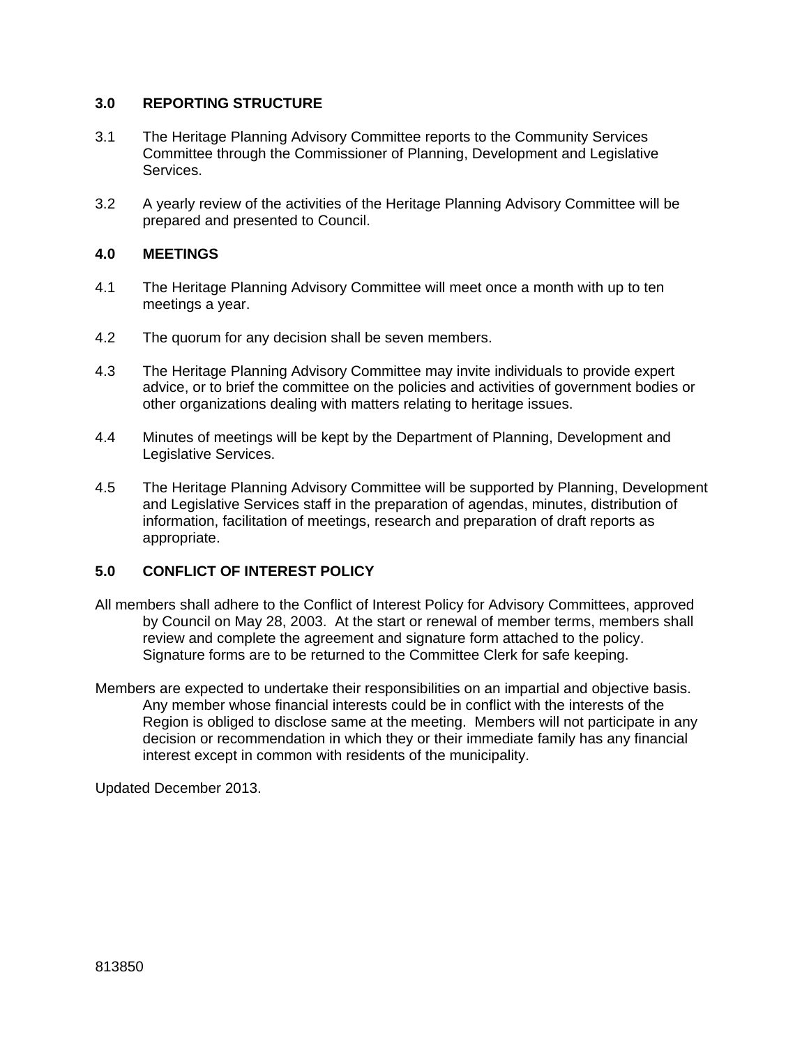## 3.0 REPORTING STRUCTURE

3.1 The Heritage Planning Advisory Committee reports to the Community Services Committee through the Commissioner of Planning, Development and Legislative Services.

3.2 A yearly review of the activities of the Heritage Planning Advisory Committee will be prepared and presented to Council.

## 4.0 MEETINGS

4.1 The Heritage Planning Advisory Committee will meet once a month with up to ten meetings a year.

4.2 The quorum for any decision shall be seven members.

4.3 The Heritage Planning Advisory Committee may invite individuals to provide expert advice, or to brief the committee on the policies and activities of government bodies or other organizations dealing with matters relating to heritage issues.

4.4 Minutes of meetings will be kept by the Department of Planning, Development and Legislative Services.

4.5 The Heritage Planning Advisory Committee will be supported by Planning, Development and Legislative Services staff in the preparation of agendas, minutes, distribution of information, facilitation of meetings, research and preparation of draft reports as appropriate.

## 5.0 CONFLICT OF INTEREST POLICY

All members shall adhere to the Conflict of Interest Policy for Advisory Committees, approved by Council on May 28, 2003. At the start or renewal of member terms, members shall review and complete the agreement and signature form attached to the policy. Signature forms are to be returned to the Committee Clerk for safe keeping.

Members are expected to undertake their responsibilities on an impartial and objective basis. Any member whose financial interests could be in conflict with the interests of the Region is obliged to disclose same at the meeting. Members will not participate in any decision or recommendation in which they or their immediate family has any financial interest except in common with residents of the municipality.

Updated December 2013.

813850